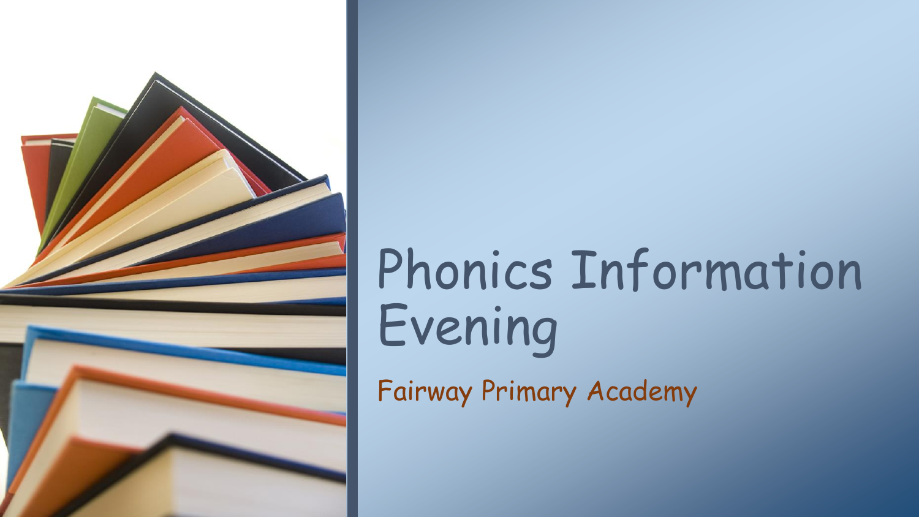# Phonics Information Evening

Fairway Primary Academy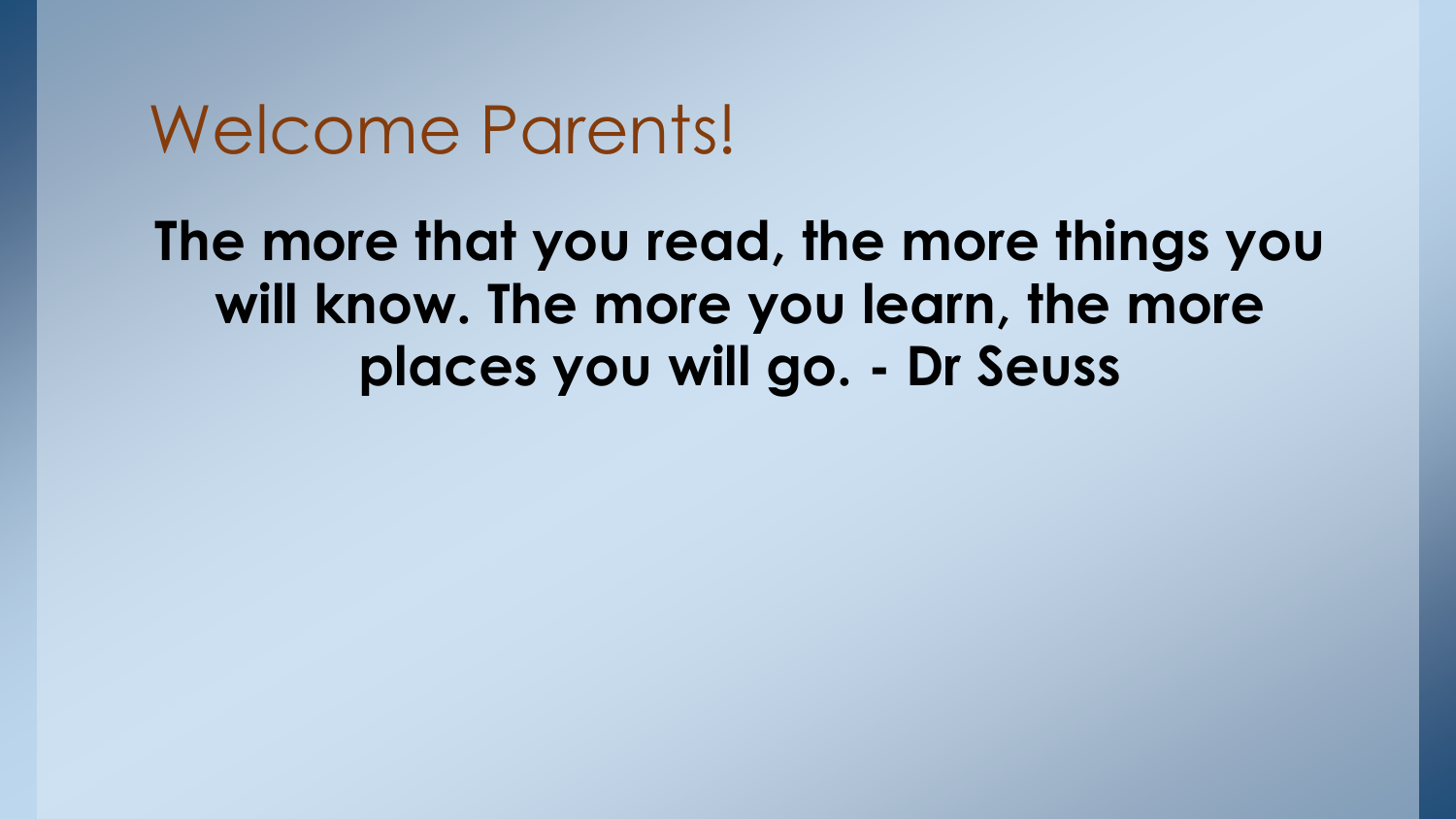# Welcome Parents!

**The more that you read, the more things you will know. The more you learn, the more places you will go. - Dr Seuss**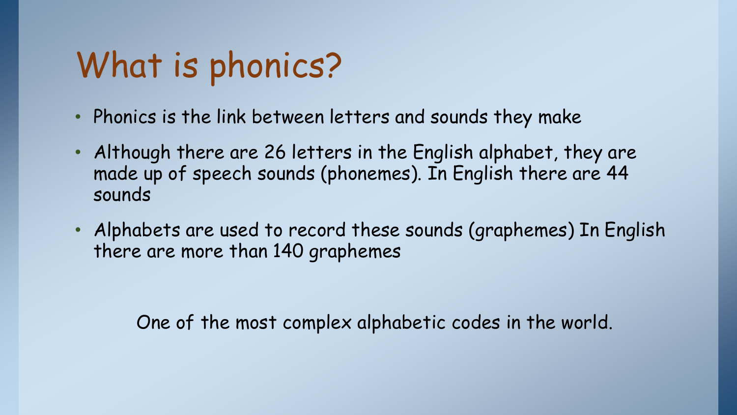# What is phonics?

- Phonics is the link between letters and sounds they make
- Although there are 26 letters in the English alphabet, they are made up of speech sounds (phonemes). In English there are 44 sounds
- Alphabets are used to record these sounds (graphemes) In English there are more than 140 graphemes

One of the most complex alphabetic codes in the world.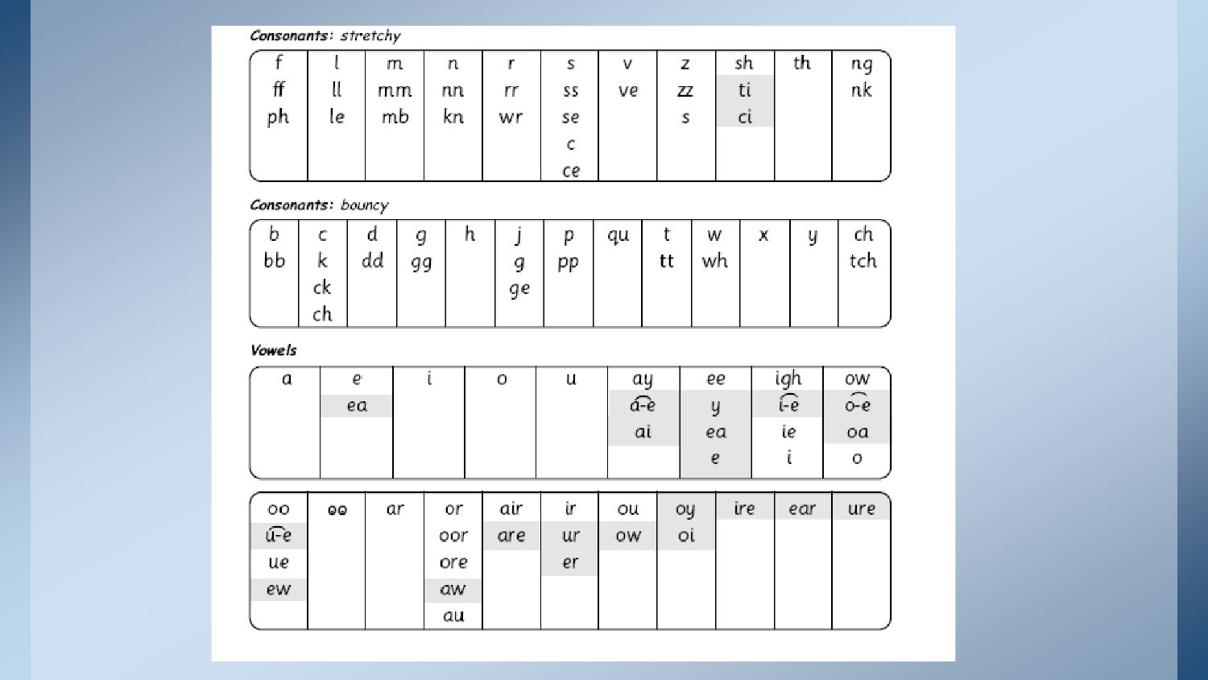***Consonants:*** *stretchy*

| f | l | m | n | r | s | v | z | sh | th | ng |
|---|---|---|---|---|---|---|---|---|---|---|
| ff | ll | mm | nn | rr | ss | ve | zz | ti | | nk |
| ph | le | mb | kn | wr | se | | s | ci | | |
| | | | | | c | | | | | |
| | | | | | ce | | | | | |

***Consonants:*** *bouncy*

| b | c | d | g | h | j | p | qu | t | w | x | y | ch |
|---|---|---|---|---|---|---|---|---|---|---|---|---|
| bb | k | dd | gg | | g | pp | | tt | wh | | | tch |
| | ck | | | | ge | | | | | | | |
| | ch | | | | | | | | | | | |

***Vowels***

| a | e | i | o | u | ay | ee | igh | ow |
|---|---|---|---|---|---|---|---|---|
| | ea | | | | a-e | y | i-e | o-e |
| | | | | | ai | ea | ie | oa |
| | | | | | | e | i | o |

| oo | oo | ar | or | air | ir | ou | oy | ire | ear | ure |
|---|---|---|---|---|---|---|---|---|---|---|
| u-e | | | oor | are | ur | ow | oi | | | |
| ue | | | ore | | er | | | | | |
| ew | | | aw | | | | | | | |
| | | | au | | | | | | | |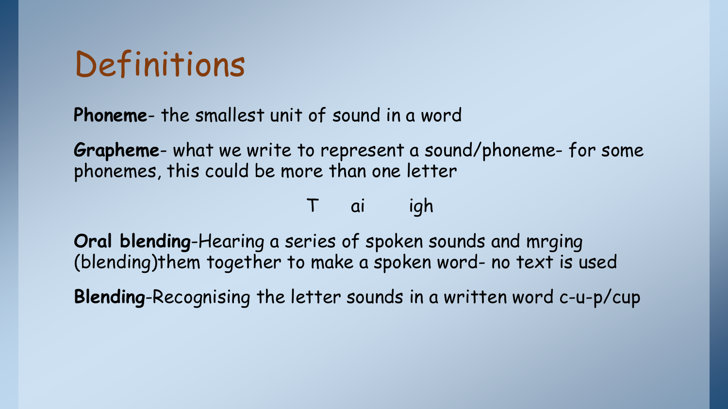# Definitions

**Phoneme**- the smallest unit of sound in a word

**Grapheme**- what we write to represent a sound/phoneme- for some phonemes, this could be more than one letter

T ai igh

**Oral blending**-Hearing a series of spoken sounds and mrging (blending)them together to make a spoken word- no text is used

**Blending**-Recognising the letter sounds in a written word c-u-p/cup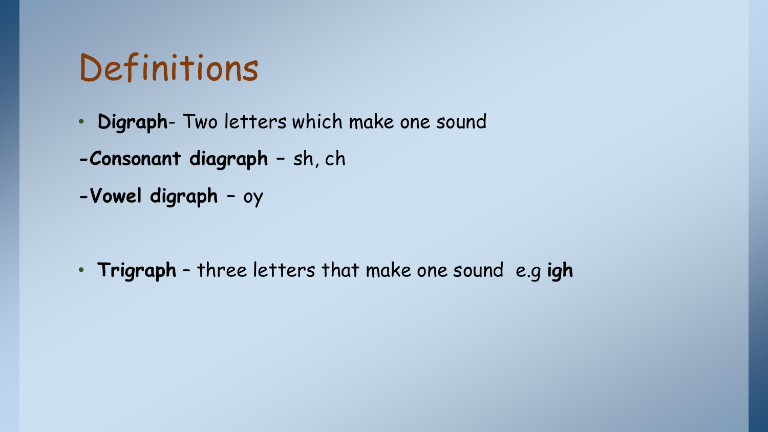# Definitions

- **Digraph**- Two letters which make one sound

-**Consonant diagraph** – sh, ch

-**Vowel digraph** – oy

- **Trigraph** – three letters that make one sound e.g **igh**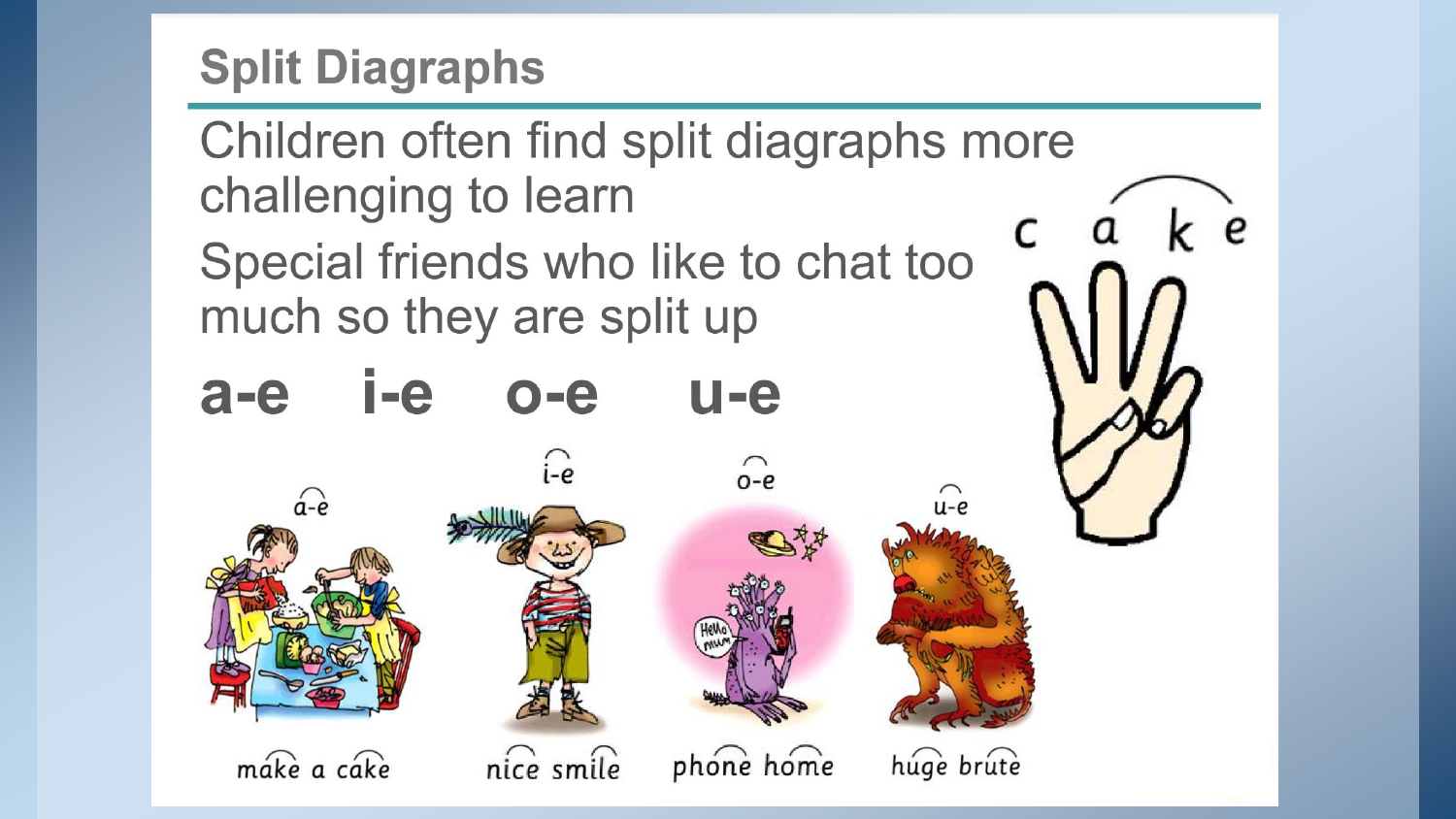## Split Diagraphs

Children often find split diagraphs more challenging to learn

Special friends who like to chat too much so they are split up

**a-e i-e o-e u-e**

a-e — make a cake

i-e — nice smile

o-e — phone home

u-e — huge brute

c a k e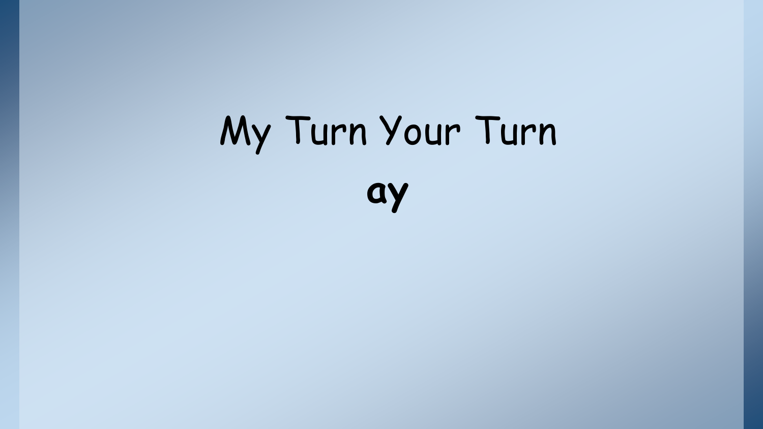# My Turn Your Turn

**ay**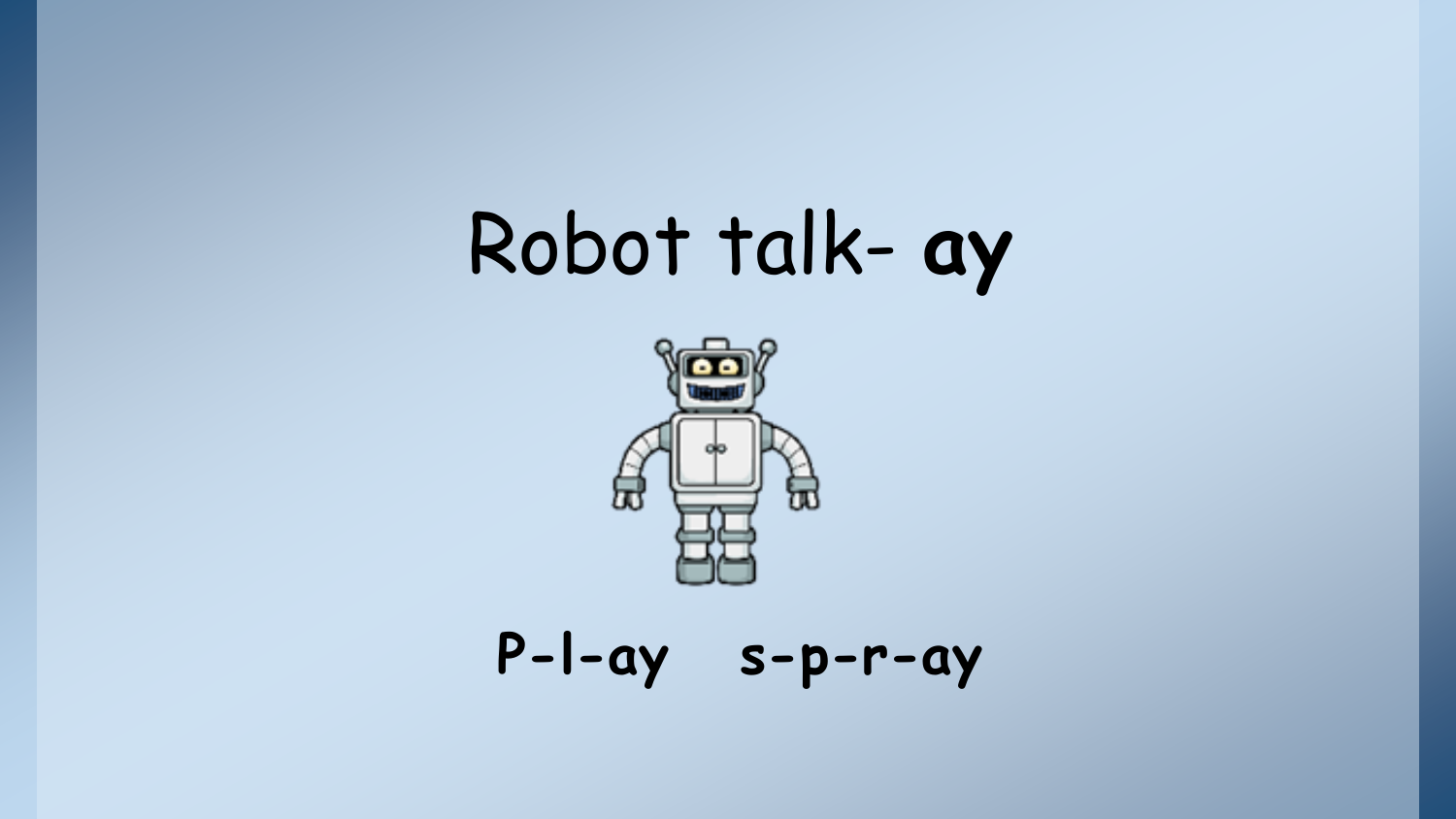# Robot talk- **ay**

**P-l-ay s-p-r-ay**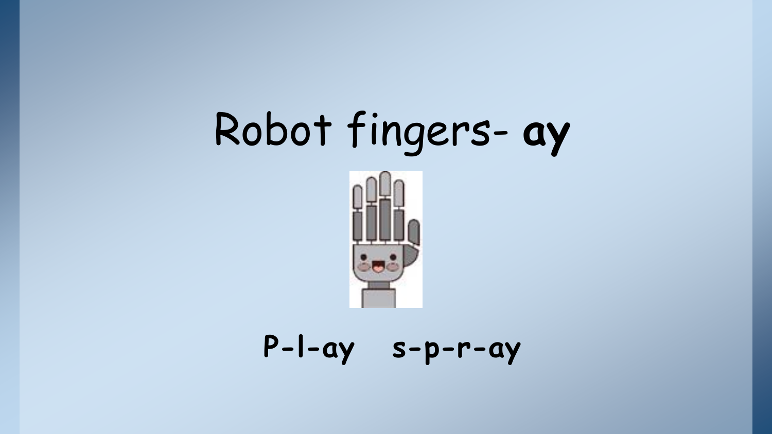# Robot fingers- **ay**

**P-l-ay  s-p-r-ay**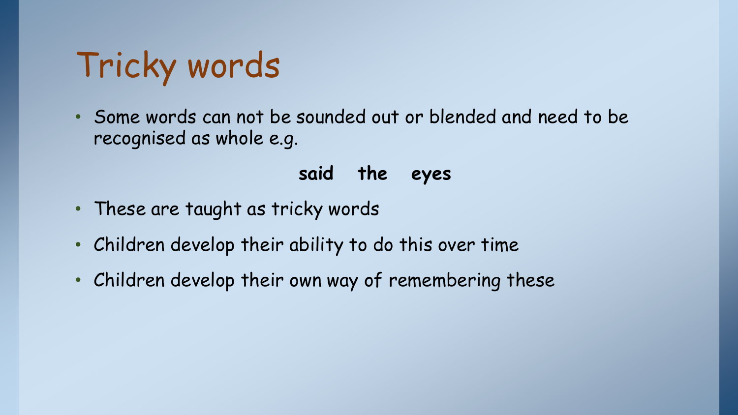# Tricky words

- Some words can not be sounded out or blended and need to be recognised as whole e.g.

**said   the   eyes**

- These are taught as tricky words
- Children develop their ability to do this over time
- Children develop their own way of remembering these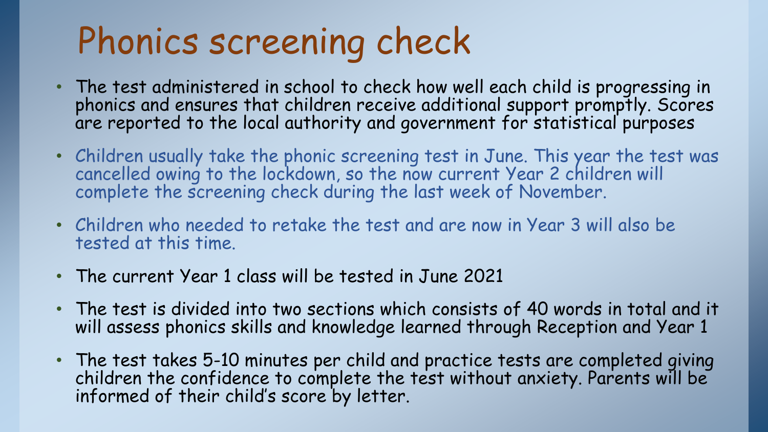# Phonics screening check

- The test administered in school to check how well each child is progressing in phonics and ensures that children receive additional support promptly. Scores are reported to the local authority and government for statistical purposes
- Children usually take the phonic screening test in June. This year the test was cancelled owing to the lockdown, so the now current Year 2 children will complete the screening check during the last week of November.
- Children who needed to retake the test and are now in Year 3 will also be tested at this time.
- The current Year 1 class will be tested in June 2021
- The test is divided into two sections which consists of 40 words in total and it will assess phonics skills and knowledge learned through Reception and Year 1
- The test takes 5-10 minutes per child and practice tests are completed giving children the confidence to complete the test without anxiety. Parents will be informed of their child's score by letter.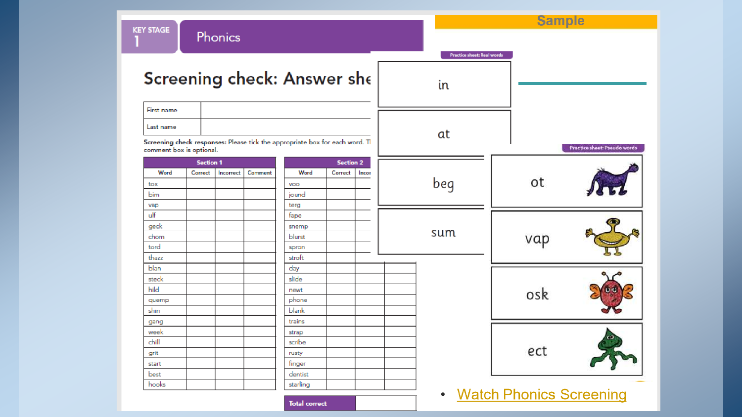KEY STAGE 1

# Phonics

Sample

## Screening check: Answer she

| First name | |
|---|---|
| Last name | |

**Screening check responses:** Please tick the appropriate box for each word. T comment box is optional.

| Section 1 | | | | Section 2 | | | |
|---|---|---|---|---|---|---|---|
| Word | Correct | Incorrect | Comment | Word | Correct | Incor | |
| tox | | | | voo | | | |
| bim | | | | jound | | | |
| vap | | | | terg | | | |
| ulf | | | | fape | | | |
| geck | | | | snemp | | | |
| chom | | | | blurst | | | |
| tord | | | | spron | | | |
| thazz | | | | stroft | | | |
| blan | | | | day | | | |
| steck | | | | slide | | | |
| hild | | | | newt | | | |
| quemp | | | | phone | | | |
| shin | | | | blank | | | |
| gang | | | | trains | | | |
| week | | | | strap | | | |
| chill | | | | scribe | | | |
| grit | | | | rusty | | | |
| start | | | | finger | | | |
| best | | | | dentist | | | |
| hooks | | | | starling | | | |
| | | | | **Total correct** | | | |

Practice sheet: Real words

in

at

beg

sum

Practice sheet: Pseudo words

ot

vap

osk

ect

- Watch Phonics Screening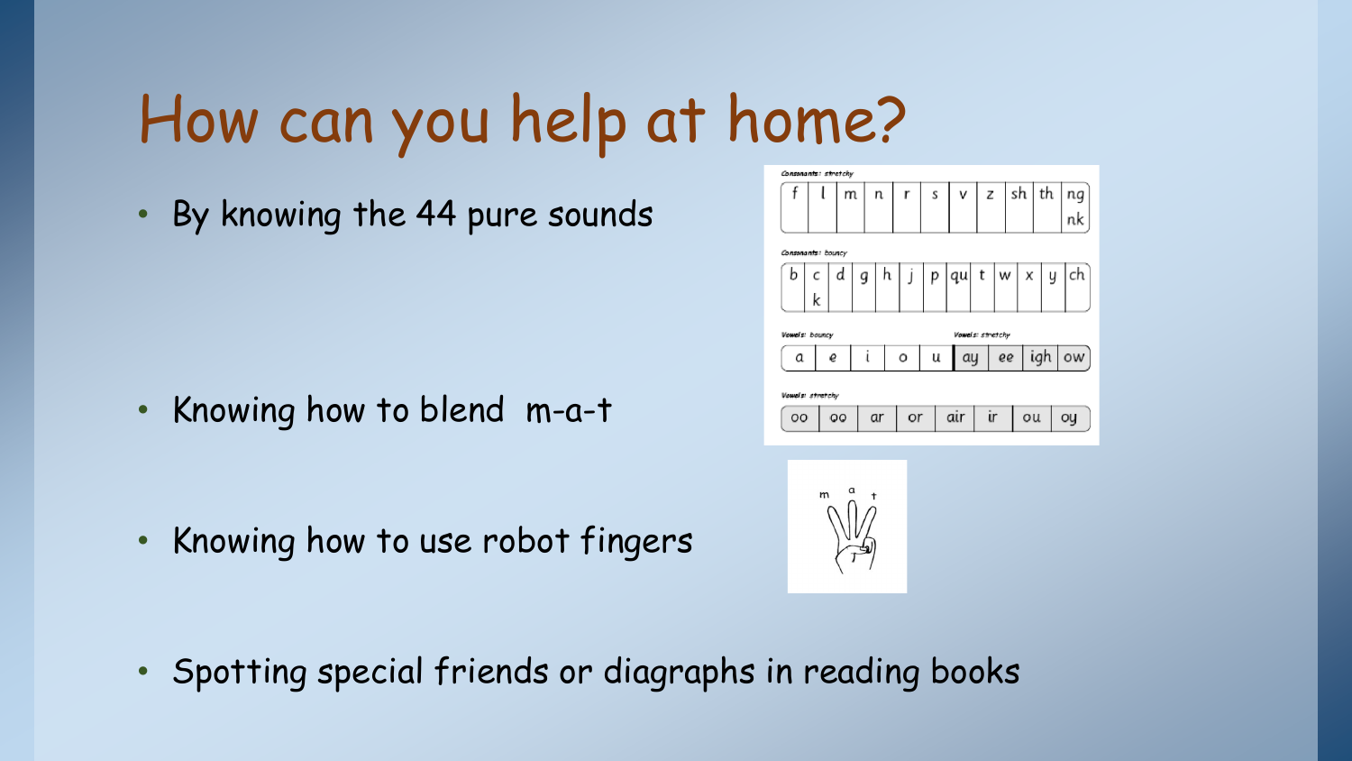# How can you help at home?

- By knowing the 44 pure sounds

Consonants: stretchy

| f | l | m | n | r | s | v | z | sh | th | ng nk |
|---|---|---|---|---|---|---|---|---|---|---|

Consonants: bouncy

| b | c k | d | g | h | j | p | qu | t | w | x | y | ch |
|---|---|---|---|---|---|---|---|---|---|---|---|---|

Vowels: bouncy / Vowels: stretchy

| a | e | i | o | u | ay | ee | igh | ow |
|---|---|---|---|---|---|---|---|---|

Vowels: stretchy

| oo | oo | ar | or | air | ir | ou | oy |
|---|---|---|---|---|---|---|---|

- Knowing how to blend m-a-t

- Knowing how to use robot fingers

- Spotting special friends or diagraphs in reading books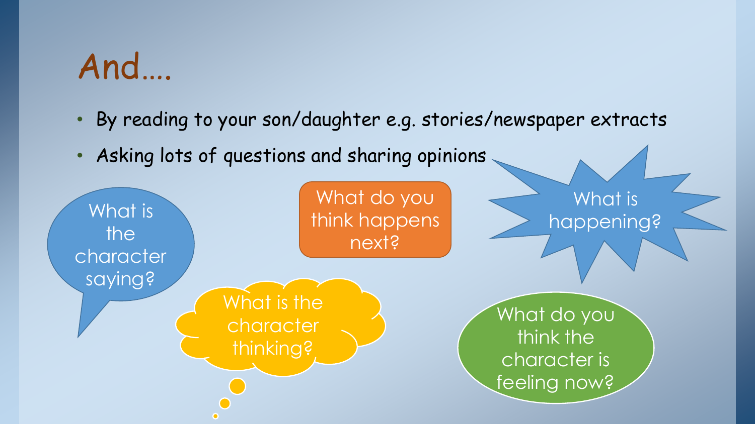# And….

- By reading to your son/daughter e.g. stories/newspaper extracts
- Asking lots of questions and sharing opinions

What is the character saying?

What do you think happens next?

What is happening?

What is the character thinking?

What do you think the character is feeling now?